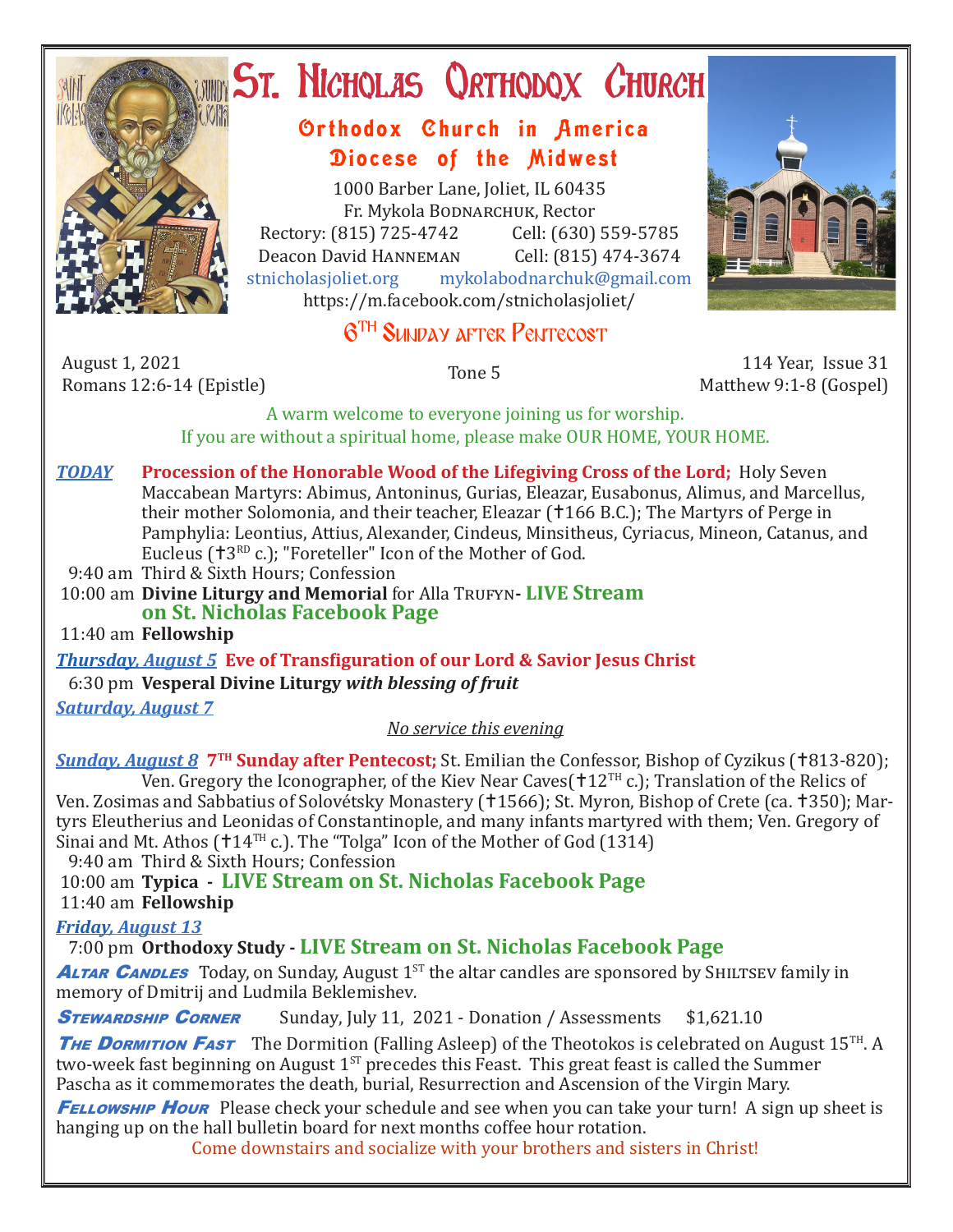# St. Nicholas Orthodox Church

## Orthodox Church in America
## Diocese of the Midwest

1000 Barber Lane, Joliet, IL 60435
Fr. Mykola Bodnarchuk, Rector
Rectory: (815) 725-4742 Cell: (630) 559-5785
Deacon David Hanneman Cell: (815) 474-3674
stnicholasjoliet.org mykolabodnarchuk@gmail.com
https://m.facebook.com/stnicholasjoliet/

## 6TH Sunday after Pentecost

August 1, 2021
Romans 12:6-14 (Epistle)

Tone 5

114 Year, Issue 31
Matthew 9:1-8 (Gospel)

A warm welcome to everyone joining us for worship.
If you are without a spiritual home, please make OUR HOME, YOUR HOME.

***TODAY*** **Procession of the Honorable Wood of the Lifegiving Cross of the Lord;** Holy Seven Maccabean Martyrs: Abimus, Antoninus, Gurias, Eleazar, Eusabonus, Alimus, and Marcellus, their mother Solomonia, and their teacher, Eleazar (✝166 B.C.); The Martyrs of Perge in Pamphylia: Leontius, Attius, Alexander, Cindeus, Minsitheus, Cyriacus, Mineon, Catanus, and Eucleus (✝3RD c.); "Foreteller" Icon of the Mother of God.

9:40 am Third & Sixth Hours; Confession
10:00 am **Divine Liturgy and Memorial** for Alla Trufyn- **LIVE Stream on St. Nicholas Facebook Page**
11:40 am **Fellowship**

***Thursday, August 5*** **Eve of Transfiguration of our Lord & Savior Jesus Christ**
6:30 pm **Vesperal Divine Liturgy** ***with blessing of fruit***

***Saturday, August 7***
*No service this evening*

***Sunday, August 8*** **7TH Sunday after Pentecost;** St. Emilian the Confessor, Bishop of Cyzikus (✝813-820); Ven. Gregory the Iconographer, of the Kiev Near Caves(✝12TH c.); Translation of the Relics of Ven. Zosimas and Sabbatius of Solovétsky Monastery (✝1566); St. Myron, Bishop of Crete (ca. ✝350); Martyrs Eleutherius and Leonidas of Constantinople, and many infants martyred with them; Ven. Gregory of Sinai and Mt. Athos (✝14TH c.). The "Tolga" Icon of the Mother of God (1314)

9:40 am Third & Sixth Hours; Confession
10:00 am **Typica - LIVE Stream on St. Nicholas Facebook Page**
11:40 am **Fellowship**

***Friday, August 13***
7:00 pm **Orthodoxy Study - LIVE Stream on St. Nicholas Facebook Page**

***Altar Candles*** Today, on Sunday, August 1ST the altar candles are sponsored by Shiltsev family in memory of Dmitrij and Ludmila Beklemishev.

***Stewardship Corner*** Sunday, July 11, 2021 - Donation / Assessments $1,621.10

***The Dormition Fast*** The Dormition (Falling Asleep) of the Theotokos is celebrated on August 15TH. A two-week fast beginning on August 1ST precedes this Feast. This great feast is called the Summer Pascha as it commemorates the death, burial, Resurrection and Ascension of the Virgin Mary.

***Fellowship Hour*** Please check your schedule and see when you can take your turn! A sign up sheet is hanging up on the hall bulletin board for next months coffee hour rotation.

Come downstairs and socialize with your brothers and sisters in Christ!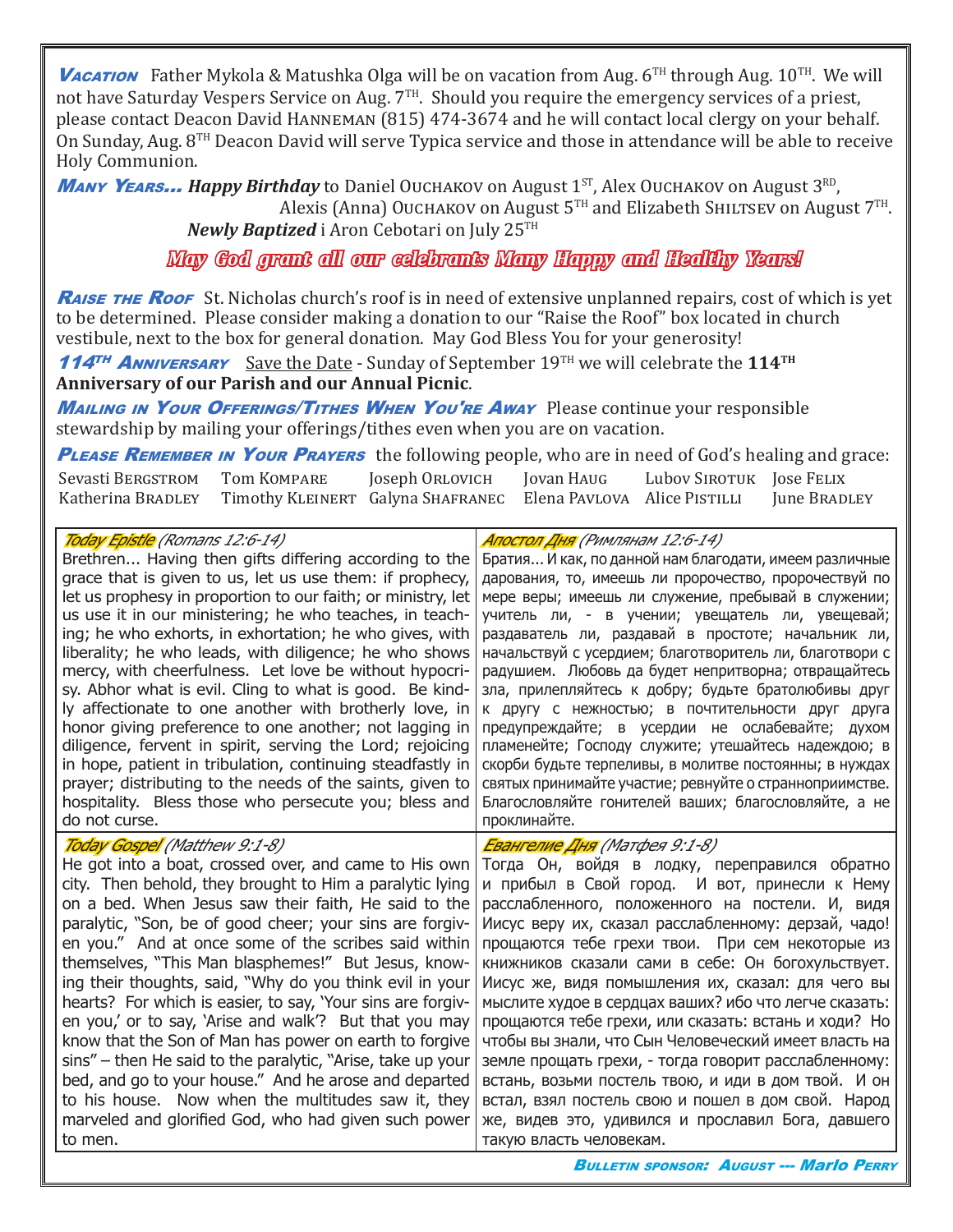**Vacation** Father Mykola & Matushka Olga will be on vacation from Aug. 6TH through Aug. 10TH. We will not have Saturday Vespers Service on Aug. 7TH. Should you require the emergency services of a priest, please contact Deacon David Hanneman (815) 474-3674 and he will contact local clergy on your behalf. On Sunday, Aug. 8TH Deacon David will serve Typica service and those in attendance will be able to receive Holy Communion.

**Many Years...** ***Happy Birthday*** to Daniel Ouchakov on August 1ST, Alex Ouchakov on August 3RD, Alexis (Anna) Ouchakov on August 5TH and Elizabeth Shiltsev on August 7TH.

***Newly Baptized*** i Aron Cebotari on July 25TH

*May God grant all our celebrants Many Happy and Healthy Years!*

**Raise the Roof** St. Nicholas church's roof is in need of extensive unplanned repairs, cost of which is yet to be determined. Please consider making a donation to our "Raise the Roof" box located in church vestibule, next to the box for general donation. May God Bless You for your generosity!

**114TH Anniversary** Save the Date - Sunday of September 19TH we will celebrate the **114TH Anniversary of our Parish and our Annual Picnic**.

**Mailing in Your Offerings/Tithes When You're Away** Please continue your responsible stewardship by mailing your offerings/tithes even when you are on vacation.

**Please Remember in Your Prayers** the following people, who are in need of God's healing and grace:

| | | | | | |
|---|---|---|---|---|---|
| Sevasti Bergstrom | Tom Kompare | Joseph Orlovich | Jovan Haug | Lubov Sirotuk | Jose Felix |
| Katherina Bradley | Timothy Kleinert | Galyna Shafranec | Elena Pavlova | Alice Pistilli | June Bradley |

*Today Epistle* (Romans 12:6-14)

Brethren... Having then gifts differing according to the grace that is given to us, let us use them: if prophecy, let us prophesy in proportion to our faith; or ministry, let us use it in our ministering; he who teaches, in teaching; he who exhorts, in exhortation; he who gives, with liberality; he who leads, with diligence; he who shows mercy, with cheerfulness. Let love be without hypocrisy. Abhor what is evil. Cling to what is good. Be kindly affectionate to one another with brotherly love, in honor giving preference to one another; not lagging in diligence, fervent in spirit, serving the Lord; rejoicing in hope, patient in tribulation, continuing steadfastly in prayer; distributing to the needs of the saints, given to hospitality. Bless those who persecute you; bless and do not curse.

*Апостол Дня* (Римлянам 12:6-14)

Братия... И как, по данной нам благодати, имеем различные дарования, то, имеешь ли пророчество, пророчествуй по мере веры; имеешь ли служение, пребывай в служении; учитель ли, - в учении; увещатель ли, увещевай; раздаватель ли, раздавай в простоте; начальник ли, начальствуй с усердием; благотворитель ли, благотвори с радушием. Любовь да будет непритворна; отвращайтесь зла, прилепляйтесь к добру; будьте братолюбивы друг к другу с нежностью; в почтительности друг друга предупреждайте; в усердии не ослабевайте; духом пламенейте; Господу служите; утешайтесь надеждою; в скорби будьте терпеливы, в молитве постоянны; в нуждах святых принимайте участие; ревнуйте о страннолюбии. Благословляйте гонителей ваших; благословляйте, а не проклинайте.

*Today Gospel* (Matthew 9:1-8)

He got into a boat, crossed over, and came to His own city. Then behold, they brought to Him a paralytic lying on a bed. When Jesus saw their faith, He said to the paralytic, "Son, be of good cheer; your sins are forgiven you." And at once some of the scribes said within themselves, "This Man blasphemes!" But Jesus, knowing their thoughts, said, "Why do you think evil in your hearts? For which is easier, to say, 'Your sins are forgiven you,' or to say, 'Arise and walk'? But that you may know that the Son of Man has power on earth to forgive sins" – then He said to the paralytic, "Arise, take up your bed, and go to your house." And he arose and departed to his house. Now when the multitudes saw it, they marveled and glorified God, who had given such power to men.

*Евангелие Дня* (Матфея 9:1-8)

Тогда Он, войдя в лодку, переправился обратно и прибыл в Свой город. И вот, принесли к Нему расслабленного, положенного на постели. И, видя Иисус веру их, сказал расслабленному: дерзай, чадо! прощаются тебе грехи твои. При сем некоторые из книжников сказали сами в себе: Он богохульствует. Иисус же, видя помышления их, сказал: для чего вы мыслите худое в сердцах ваших? ибо что легче сказать: прощаются тебе грехи, или сказать: встань и ходи? Но чтобы вы знали, что Сын Человеческий имеет власть на земле прощать грехи, - тогда говорит расслабленному: встань, возьми постель твою, и иди в дом твой. И он встал, взял постель свою и пошел в дом свой. Народ же, видев это, удивился и прославил Бога, давшего такую власть человекам.

**Bulletin sponsor: August --- Marlo Perry**